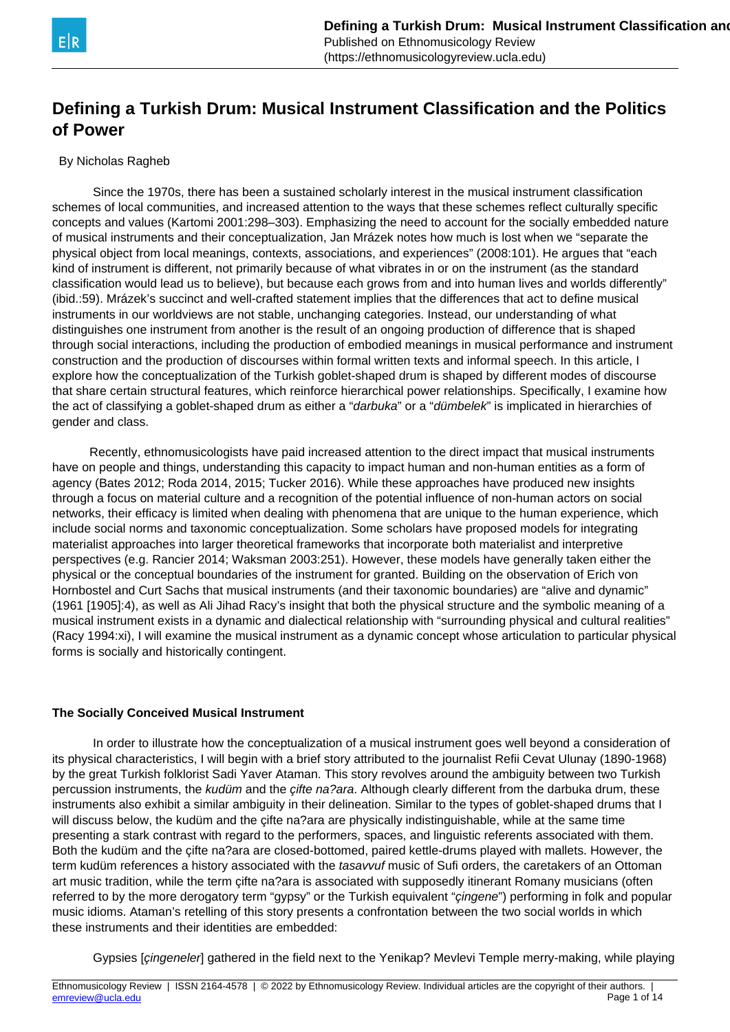# Defining a Turkish Drum: Musical Instrument Classification and the Politics of Power

By Nicholas Ragheb

Since the 1970s, there has been a sustained scholarly interest in the musical instrument classification schemes of local communities, and increased attention to the ways that these schemes reflect culturally specific concepts and values (Kartomi 2001:298–303). Emphasizing the need to account for the socially embedded nature of musical instruments and their conceptualization, Jan Mrázek notes how much is lost when we "separate the physical object from local meanings, contexts, associations, and experiences" (2008:101). He argues that "each kind of instrument is different, not primarily because of what vibrates in or on the instrument (as the standard classification would lead us to believe), but because each grows from and into human lives and worlds differently" (ibid.:59). Mrázek's succinct and well-crafted statement implies that the differences that act to define musical instruments in our worldviews are not stable, unchanging categories. Instead, our understanding of what distinguishes one instrument from another is the result of an ongoing production of difference that is shaped through social interactions, including the production of embodied meanings in musical performance and instrument construction and the production of discourses within formal written texts and informal speech. In this article, I explore how the conceptualization of the Turkish goblet-shaped drum is shaped by different modes of discourse that share certain structural features, which reinforce hierarchical power relationships. Specifically, I examine how the act of classifying a goblet-shaped drum as either a "*darbuka*" or a "*dümbelek*" is implicated in hierarchies of gender and class.

Recently, ethnomusicologists have paid increased attention to the direct impact that musical instruments have on people and things, understanding this capacity to impact human and non-human entities as a form of agency (Bates 2012; Roda 2014, 2015; Tucker 2016). While these approaches have produced new insights through a focus on material culture and a recognition of the potential influence of non-human actors on social networks, their efficacy is limited when dealing with phenomena that are unique to the human experience, which include social norms and taxonomic conceptualization. Some scholars have proposed models for integrating materialist approaches into larger theoretical frameworks that incorporate both materialist and interpretive perspectives (e.g. Rancier 2014; Waksman 2003:251). However, these models have generally taken either the physical or the conceptual boundaries of the instrument for granted. Building on the observation of Erich von Hornbostel and Curt Sachs that musical instruments (and their taxonomic boundaries) are "alive and dynamic" (1961 [1905]:4), as well as Ali Jihad Racy's insight that both the physical structure and the symbolic meaning of a musical instrument exists in a dynamic and dialectical relationship with "surrounding physical and cultural realities" (Racy 1994:xi), I will examine the musical instrument as a dynamic concept whose articulation to particular physical forms is socially and historically contingent.

### The Socially Conceived Musical Instrument

In order to illustrate how the conceptualization of a musical instrument goes well beyond a consideration of its physical characteristics, I will begin with a brief story attributed to the journalist Refii Cevat Ulunay (1890-1968) by the great Turkish folklorist Sadi Yaver Ataman. This story revolves around the ambiguity between two Turkish percussion instruments, the *kudüm* and the *çifte na?ara*. Although clearly different from the darbuka drum, these instruments also exhibit a similar ambiguity in their delineation. Similar to the types of goblet-shaped drums that I will discuss below, the kudüm and the çifte na?ara are physically indistinguishable, while at the same time presenting a stark contrast with regard to the performers, spaces, and linguistic referents associated with them. Both the kudüm and the çifte na?ara are closed-bottomed, paired kettle-drums played with mallets. However, the term kudüm references a history associated with the *tasavvuf* music of Sufi orders, the caretakers of an Ottoman art music tradition, while the term çifte na?ara is associated with supposedly itinerant Romany musicians (often referred to by the more derogatory term "gypsy" or the Turkish equivalent "*çingene*") performing in folk and popular music idioms. Ataman's retelling of this story presents a confrontation between the two social worlds in which these instruments and their identities are embedded:

Gypsies [*çingeneler*] gathered in the field next to the Yenikap? Mevlevi Temple merry-making, while playing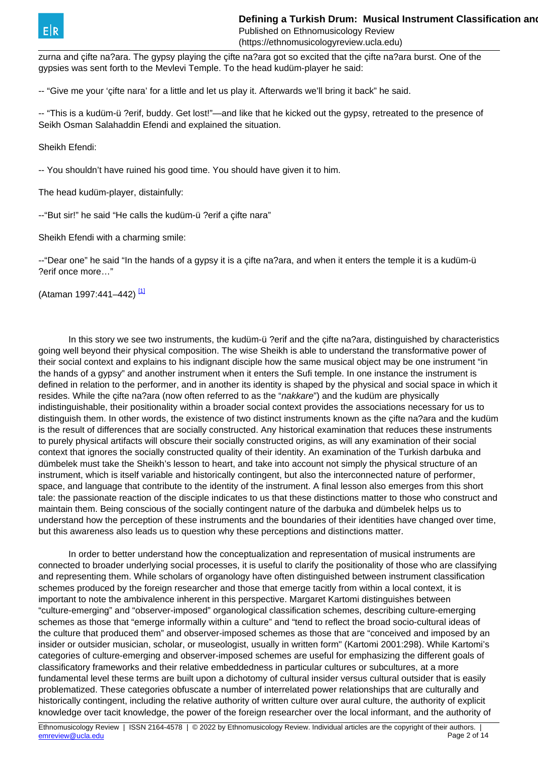zurna and çifte na?ara. The gypsy playing the çifte na?ara got so excited that the çifte na?ara burst. One of the gypsies was sent forth to the Mevlevi Temple. To the head kudüm-player he said:

-- “Give me your ‘çifte nara’ for a little and let us play it. Afterwards we’ll bring it back” he said.

-- “This is a kudüm-ü ?erif, buddy. Get lost!”—and like that he kicked out the gypsy, retreated to the presence of Seikh Osman Salahaddin Efendi and explained the situation.

Sheikh Efendi:

-- You shouldn’t have ruined his good time. You should have given it to him.

The head kudüm-player, distainfully:

--“But sir!” he said “He calls the kudüm-ü ?erif a çifte nara”

Sheikh Efendi with a charming smile:

--“Dear one” he said “In the hands of a gypsy it is a çifte na?ara, and when it enters the temple it is a kudüm-ü ?erif once more…”

(Ataman 1997:441–442) [1]

In this story we see two instruments, the kudüm-ü ?erif and the çifte na?ara, distinguished by characteristics going well beyond their physical composition. The wise Sheikh is able to understand the transformative power of their social context and explains to his indignant disciple how the same musical object may be one instrument “in the hands of a gypsy” and another instrument when it enters the Sufi temple. In one instance the instrument is defined in relation to the performer, and in another its identity is shaped by the physical and social space in which it resides. While the çifte na?ara (now often referred to as the “*nakkare*”) and the kudüm are physically indistinguishable, their positionality within a broader social context provides the associations necessary for us to distinguish them. In other words, the existence of two distinct instruments known as the çifte na?ara and the kudüm is the result of differences that are socially constructed. Any historical examination that reduces these instruments to purely physical artifacts will obscure their socially constructed origins, as will any examination of their social context that ignores the socially constructed quality of their identity. An examination of the Turkish darbuka and dümbelek must take the Sheikh’s lesson to heart, and take into account not simply the physical structure of an instrument, which is itself variable and historically contingent, but also the interconnected nature of performer, space, and language that contribute to the identity of the instrument. A final lesson also emerges from this short tale: the passionate reaction of the disciple indicates to us that these distinctions matter to those who construct and maintain them. Being conscious of the socially contingent nature of the darbuka and dümbelek helps us to understand how the perception of these instruments and the boundaries of their identities have changed over time, but this awareness also leads us to question why these perceptions and distinctions matter.

In order to better understand how the conceptualization and representation of musical instruments are connected to broader underlying social processes, it is useful to clarify the positionality of those who are classifying and representing them. While scholars of organology have often distinguished between instrument classification schemes produced by the foreign researcher and those that emerge tacitly from within a local context, it is important to note the ambivalence inherent in this perspective. Margaret Kartomi distinguishes between “culture-emerging” and “observer-imposed” organological classification schemes, describing culture-emerging schemes as those that “emerge informally within a culture” and “tend to reflect the broad socio-cultural ideas of the culture that produced them” and observer-imposed schemes as those that are “conceived and imposed by an insider or outsider musician, scholar, or museologist, usually in written form" (Kartomi 2001:298). While Kartomi’s categories of culture-emerging and observer-imposed schemes are useful for emphasizing the different goals of classificatory frameworks and their relative embeddedness in particular cultures or subcultures, at a more fundamental level these terms are built upon a dichotomy of cultural insider versus cultural outsider that is easily problematized. These categories obfuscate a number of interrelated power relationships that are culturally and historically contingent, including the relative authority of written culture over aural culture, the authority of explicit knowledge over tacit knowledge, the power of the foreign researcher over the local informant, and the authority of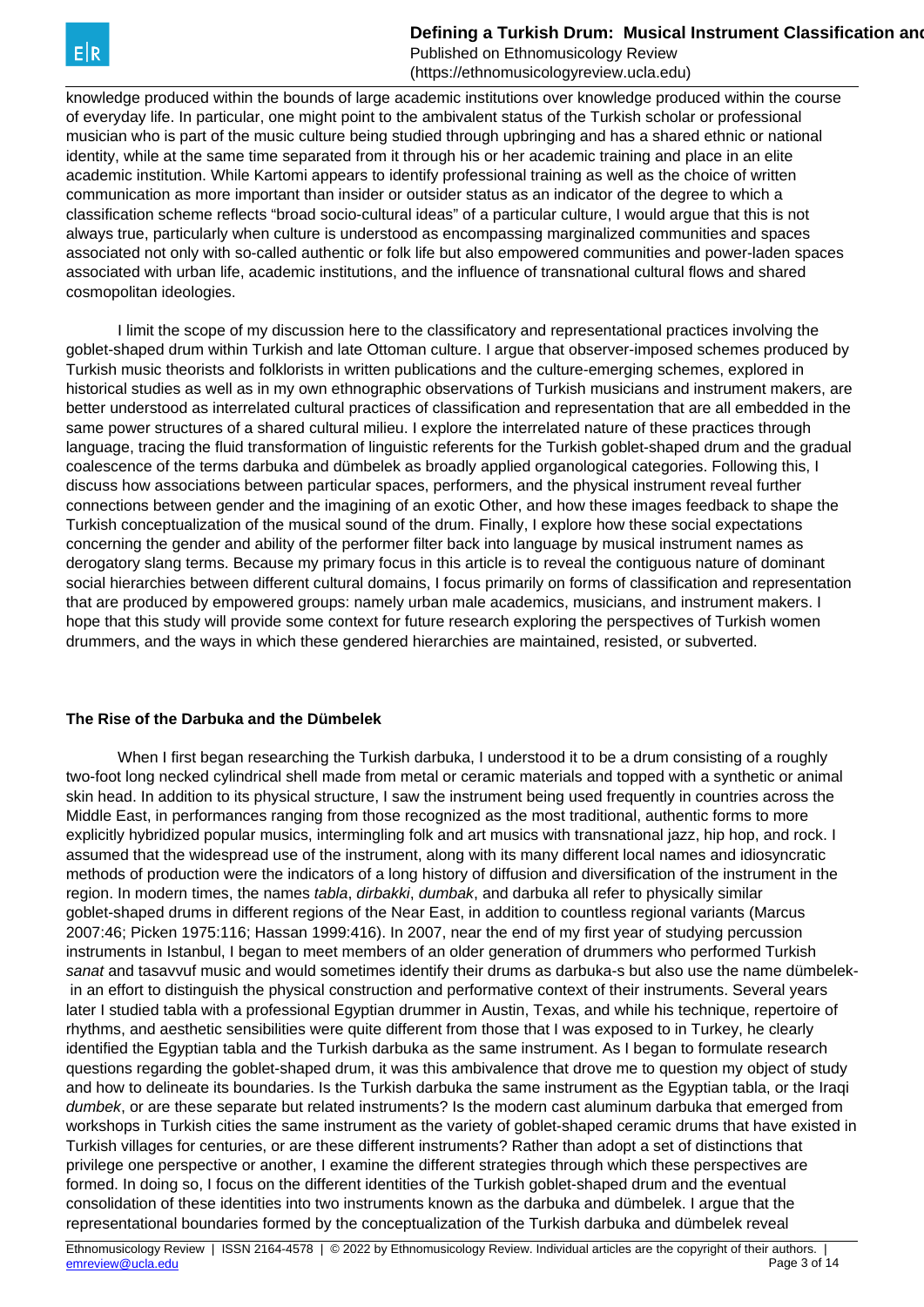knowledge produced within the bounds of large academic institutions over knowledge produced within the course of everyday life. In particular, one might point to the ambivalent status of the Turkish scholar or professional musician who is part of the music culture being studied through upbringing and has a shared ethnic or national identity, while at the same time separated from it through his or her academic training and place in an elite academic institution. While Kartomi appears to identify professional training as well as the choice of written communication as more important than insider or outsider status as an indicator of the degree to which a classification scheme reflects "broad socio-cultural ideas" of a particular culture, I would argue that this is not always true, particularly when culture is understood as encompassing marginalized communities and spaces associated not only with so-called authentic or folk life but also empowered communities and power-laden spaces associated with urban life, academic institutions, and the influence of transnational cultural flows and shared cosmopolitan ideologies.

I limit the scope of my discussion here to the classificatory and representational practices involving the goblet-shaped drum within Turkish and late Ottoman culture. I argue that observer-imposed schemes produced by Turkish music theorists and folklorists in written publications and the culture-emerging schemes, explored in historical studies as well as in my own ethnographic observations of Turkish musicians and instrument makers, are better understood as interrelated cultural practices of classification and representation that are all embedded in the same power structures of a shared cultural milieu. I explore the interrelated nature of these practices through language, tracing the fluid transformation of linguistic referents for the Turkish goblet-shaped drum and the gradual coalescence of the terms darbuka and dümbelek as broadly applied organological categories. Following this, I discuss how associations between particular spaces, performers, and the physical instrument reveal further connections between gender and the imagining of an exotic Other, and how these images feedback to shape the Turkish conceptualization of the musical sound of the drum. Finally, I explore how these social expectations concerning the gender and ability of the performer filter back into language by musical instrument names as derogatory slang terms. Because my primary focus in this article is to reveal the contiguous nature of dominant social hierarchies between different cultural domains, I focus primarily on forms of classification and representation that are produced by empowered groups: namely urban male academics, musicians, and instrument makers. I hope that this study will provide some context for future research exploring the perspectives of Turkish women drummers, and the ways in which these gendered hierarchies are maintained, resisted, or subverted.

## The Rise of the Darbuka and the Dümbelek

When I first began researching the Turkish darbuka, I understood it to be a drum consisting of a roughly two-foot long necked cylindrical shell made from metal or ceramic materials and topped with a synthetic or animal skin head. In addition to its physical structure, I saw the instrument being used frequently in countries across the Middle East, in performances ranging from those recognized as the most traditional, authentic forms to more explicitly hybridized popular musics, intermingling folk and art musics with transnational jazz, hip hop, and rock. I assumed that the widespread use of the instrument, along with its many different local names and idiosyncratic methods of production were the indicators of a long history of diffusion and diversification of the instrument in the region. In modern times, the names *tabla*, *dirbakki*, *dumbak*, and darbuka all refer to physically similar goblet-shaped drums in different regions of the Near East, in addition to countless regional variants (Marcus 2007:46; Picken 1975:116; Hassan 1999:416). In 2007, near the end of my first year of studying percussion instruments in Istanbul, I began to meet members of an older generation of drummers who performed Turkish *sanat* and tasavvuf music and would sometimes identify their drums as darbuka-s but also use the name dümbelek- in an effort to distinguish the physical construction and performative context of their instruments. Several years later I studied tabla with a professional Egyptian drummer in Austin, Texas, and while his technique, repertoire of rhythms, and aesthetic sensibilities were quite different from those that I was exposed to in Turkey, he clearly identified the Egyptian tabla and the Turkish darbuka as the same instrument. As I began to formulate research questions regarding the goblet-shaped drum, it was this ambivalence that drove me to question my object of study and how to delineate its boundaries. Is the Turkish darbuka the same instrument as the Egyptian tabla, or the Iraqi *dumbek*, or are these separate but related instruments? Is the modern cast aluminum darbuka that emerged from workshops in Turkish cities the same instrument as the variety of goblet-shaped ceramic drums that have existed in Turkish villages for centuries, or are these different instruments? Rather than adopt a set of distinctions that privilege one perspective or another, I examine the different strategies through which these perspectives are formed. In doing so, I focus on the different identities of the Turkish goblet-shaped drum and the eventual consolidation of these identities into two instruments known as the darbuka and dümbelek. I argue that the representational boundaries formed by the conceptualization of the Turkish darbuka and dümbelek reveal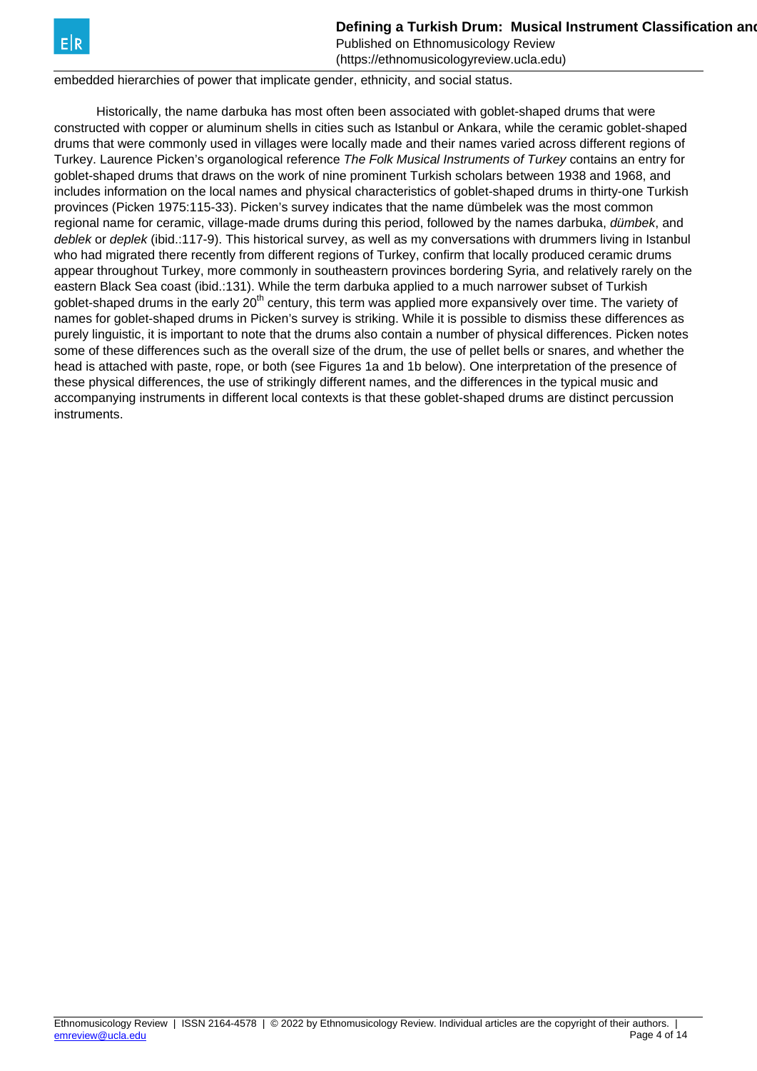embedded hierarchies of power that implicate gender, ethnicity, and social status.

Historically, the name darbuka has most often been associated with goblet-shaped drums that were constructed with copper or aluminum shells in cities such as Istanbul or Ankara, while the ceramic goblet-shaped drums that were commonly used in villages were locally made and their names varied across different regions of Turkey. Laurence Picken's organological reference *The Folk Musical Instruments of Turkey* contains an entry for goblet-shaped drums that draws on the work of nine prominent Turkish scholars between 1938 and 1968, and includes information on the local names and physical characteristics of goblet-shaped drums in thirty-one Turkish provinces (Picken 1975:115-33). Picken's survey indicates that the name dümbelek was the most common regional name for ceramic, village-made drums during this period, followed by the names darbuka, *dümbek*, and *deblek* or *deplek* (ibid.:117-9). This historical survey, as well as my conversations with drummers living in Istanbul who had migrated there recently from different regions of Turkey, confirm that locally produced ceramic drums appear throughout Turkey, more commonly in southeastern provinces bordering Syria, and relatively rarely on the eastern Black Sea coast (ibid.:131). While the term darbuka applied to a much narrower subset of Turkish goblet-shaped drums in the early 20th century, this term was applied more expansively over time. The variety of names for goblet-shaped drums in Picken's survey is striking. While it is possible to dismiss these differences as purely linguistic, it is important to note that the drums also contain a number of physical differences. Picken notes some of these differences such as the overall size of the drum, the use of pellet bells or snares, and whether the head is attached with paste, rope, or both (see Figures 1a and 1b below). One interpretation of the presence of these physical differences, the use of strikingly different names, and the differences in the typical music and accompanying instruments in different local contexts is that these goblet-shaped drums are distinct percussion instruments.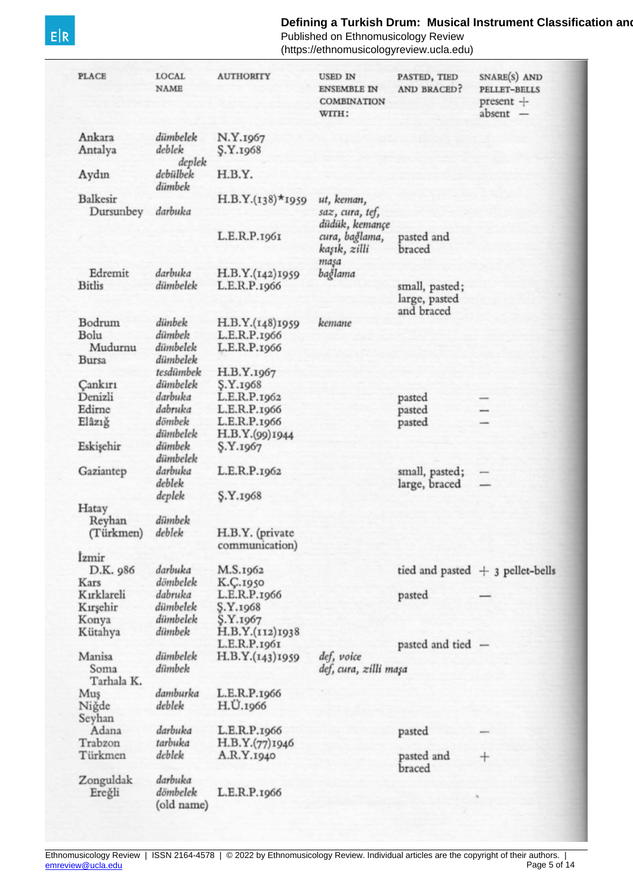| PLACE | LOCAL NAME | AUTHORITY | USED IN ENSEMBLE IN COMBINATION WITH: | PASTED, TIED AND BRACED? | SNARE(S) AND PELLET-BELLS present + absent — |
|---|---|---|---|---|---|
| Ankara | *dümbelek* | N.Y.1967 | | | |
| Antalya | *deblek* | Ş.Y.1968 | | | |
| | *deplek* | | | | |
| Aydın | *debülbek* | H.B.Y. | | | |
| | *dümbek* | | | | |
| Balkesir | | H.B.Y.(138)*1959 | *ut, keman,* | | |
| Dursunbey | *darbuka* | | *saz, cura, tef, düdük, kemançe* | | |
| | | L.E.R.P.1961 | *cura, bağlama, kaşık, zilli maşa* | pasted and braced | |
| Edremit | *darbuka* | H.B.Y.(142)1959 | *bağlama* | | |
| Bitlis | *dümbelek* | L.E.R.P.1966 | | small, pasted; large, pasted and braced | |
| Bodrum | *dünbek* | H.B.Y.(148)1959 | *kemane* | | |
| Bolu | *dümbek* | L.E.R.P.1966 | | | |
| Mudurnu | *dümbelek* | L.E.R.P.1966 | | | |
| Bursa | *dümbelek* | | | | |
| | *tesdümbek* | H.B.Y.1967 | | | |
| Çankırı | *dümbelek* | Ş.Y.1968 | | | |
| Denizli | *darbuka* | L.E.R.P.1962 | | pasted | — |
| Edirne | *dabruka* | L.E.R.P.1966 | | pasted | — |
| Elâzığ | *dömbek* | L.E.R.P.1966 | | pasted | — |
| | *dümbelek* | H.B.Y.(99)1944 | | | |
| Eskişehir | *dümbek* | Ş.Y.1967 | | | |
| | *dümbelek* | | | | |
| Gaziantep | *darbuka* | L.E.R.P.1962 | | small, pasted; | — |
| | *deblek* | | | large, braced | — |
| | *deplek* | Ş.Y.1968 | | | |
| Hatay | | | | | |
| Reyhan | *dümbek* | | | | |
| (Türkmen) | *deblek* | H.B.Y. (private communication) | | | |
| İzmir | | | | | |
| D.K. 986 | *darbuka* | M.S.1962 | | tied and pasted | + 3 pellet-bells |
| Kars | *dömbelek* | K.Ç.1950 | | | |
| Kırklareli | *dabruka* | L.E.R.P.1966 | | pasted | — |
| Kırşehir | *dümbelek* | Ş.Y.1968 | | | |
| Konya | *dümbelek* | Ş.Y.1967 | | | |
| Kütahya | *dümbek* | H.B.Y.(112)1938 | | | |
| | | L.E.R.P.1961 | | pasted and tied | — |
| Manisa | *dümbelek* | H.B.Y.(143)1959 | *def, voice* | | |
| Soma | *dümbek* | | *def, cura, zilli maşa* | | |
| Tarhala K. | | | | | |
| Muş | *damburka* | L.E.R.P.1966 | | | |
| Niğde | *deblek* | H.Ü.1966 | | | |
| Seyhan | | | | | |
| Adana | *darbuka* | L.E.R.P.1966 | | pasted | — |
| Trabzon | *tarbuka* | H.B.Y.(77)1946 | | | |
| Türkmen | *deblek* | A.R.Y.1940 | | pasted and braced | + |
| Zonguldak | *darbuka* | | | | |
| Ereğli | *dömbelek* (old name) | L.E.R.P.1966 | | | |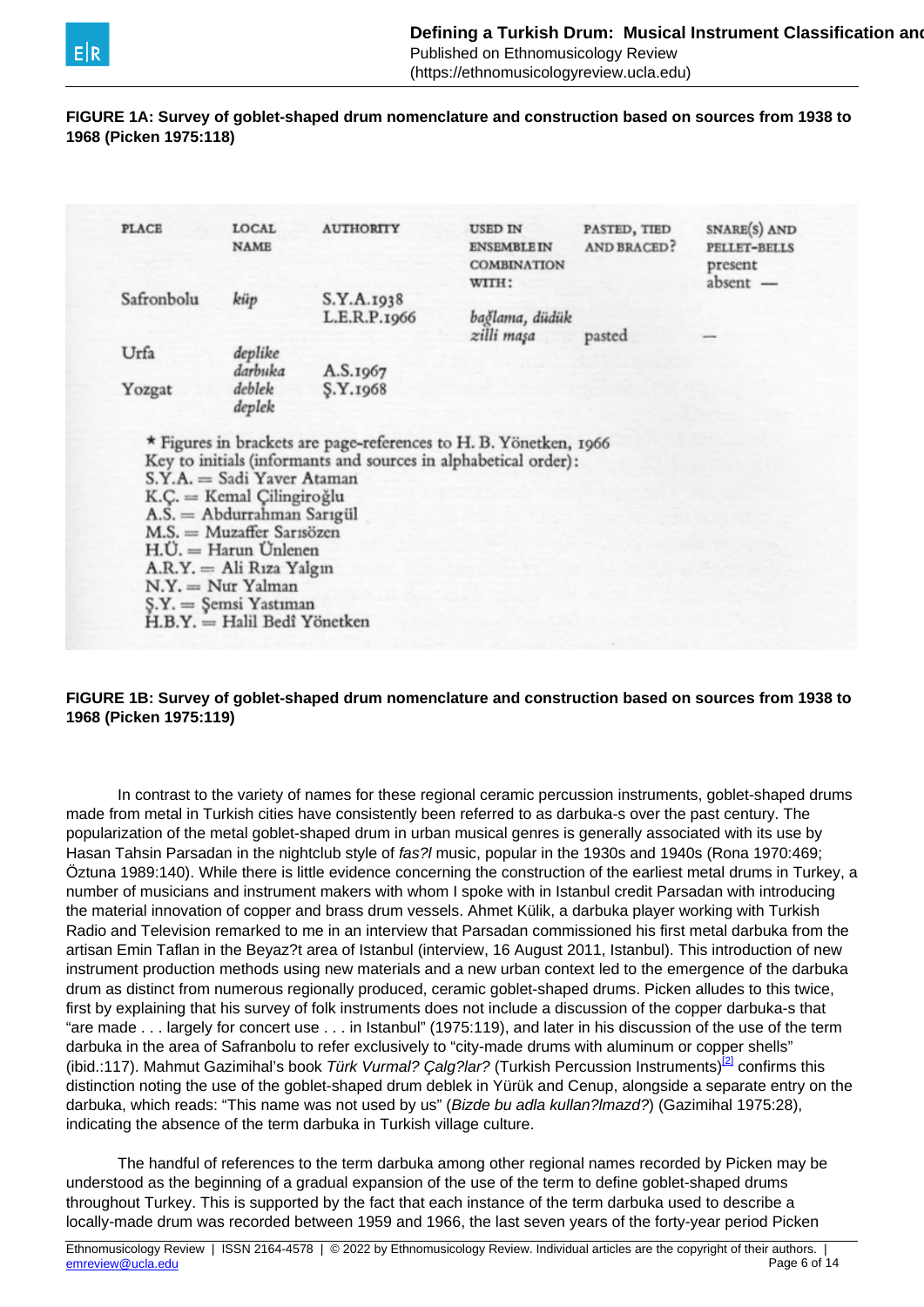**FIGURE 1A: Survey of goblet-shaped drum nomenclature and construction based on sources from 1938 to 1968 (Picken 1975:118)**

| PLACE | LOCAL NAME | AUTHORITY | USED IN ENSEMBLE IN COMBINATION WITH: | PASTED, TIED AND BRACED? | SNARE(S) AND PELLET-BELLS present absent — |
|---|---|---|---|---|---|
| Safronbolu | *küp* | S.Y.A.1938 L.E.R.P.1966 | *bağlama, düdük zilli maşa* | pasted | — |
| Urfa | *deplike darbuka* | A.S.1967 | | | |
| Yozgat | *deblek deplek* | Ş.Y.1968 | | | |

\* Figures in brackets are page-references to H. B. Yönetken, 1966
Key to initials (informants and sources in alphabetical order):
S.Y.A. = Sadi Yaver Ataman
K.Ç. = Kemal Çilingiroğlu
A.S. = Abdurrahman Sarıgül
M.S. = Muzaffer Sarısözen
H.Ü. = Harun Ünlenen
A.R.Y. = Ali Rıza Yalgın
N.Y. = Nur Yalman
Ş.Y. = Şemsi Yastıman
H.B.Y. = Halil Bedî Yönetken

**FIGURE 1B: Survey of goblet-shaped drum nomenclature and construction based on sources from 1938 to 1968 (Picken 1975:119)**

In contrast to the variety of names for these regional ceramic percussion instruments, goblet-shaped drums made from metal in Turkish cities have consistently been referred to as darbuka-s over the past century. The popularization of the metal goblet-shaped drum in urban musical genres is generally associated with its use by Hasan Tahsin Parsadan in the nightclub style of *fas?l* music, popular in the 1930s and 1940s (Rona 1970:469; Öztuna 1989:140). While there is little evidence concerning the construction of the earliest metal drums in Turkey, a number of musicians and instrument makers with whom I spoke with in Istanbul credit Parsadan with introducing the material innovation of copper and brass drum vessels. Ahmet Külik, a darbuka player working with Turkish Radio and Television remarked to me in an interview that Parsadan commissioned his first metal darbuka from the artisan Emin Taflan in the Beyaz?t area of Istanbul (interview, 16 August 2011, Istanbul). This introduction of new instrument production methods using new materials and a new urban context led to the emergence of the darbuka drum as distinct from numerous regionally produced, ceramic goblet-shaped drums. Picken alludes to this twice, first by explaining that his survey of folk instruments does not include a discussion of the copper darbuka-s that "are made . . . largely for concert use . . . in Istanbul" (1975:119), and later in his discussion of the use of the term darbuka in the area of Safranbolu to refer exclusively to "city-made drums with aluminum or copper shells" (ibid.:117). Mahmut Gazimihal's book *Türk Vurmal? Çalg?lar?* (Turkish Percussion Instruments)[2] confirms this distinction noting the use of the goblet-shaped drum deblek in Yürük and Cenup, alongside a separate entry on the darbuka, which reads: "This name was not used by us" (*Bizde bu adla kullan?lmazd?*) (Gazimihal 1975:28), indicating the absence of the term darbuka in Turkish village culture.

The handful of references to the term darbuka among other regional names recorded by Picken may be understood as the beginning of a gradual expansion of the use of the term to define goblet-shaped drums throughout Turkey. This is supported by the fact that each instance of the term darbuka used to describe a locally-made drum was recorded between 1959 and 1966, the last seven years of the forty-year period Picken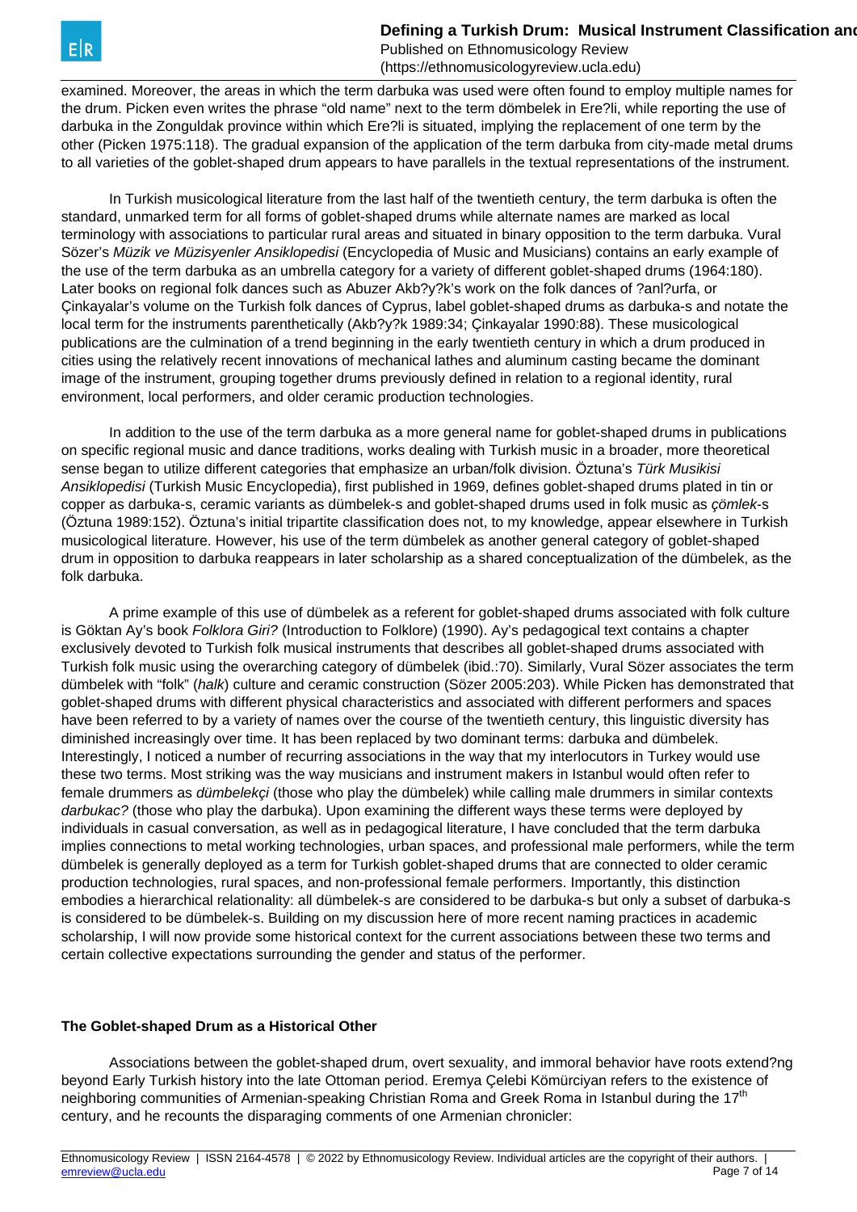examined. Moreover, the areas in which the term darbuka was used were often found to employ multiple names for the drum. Picken even writes the phrase "old name" next to the term dömbelek in Ere?li, while reporting the use of darbuka in the Zonguldak province within which Ere?li is situated, implying the replacement of one term by the other (Picken 1975:118). The gradual expansion of the application of the term darbuka from city-made metal drums to all varieties of the goblet-shaped drum appears to have parallels in the textual representations of the instrument.

In Turkish musicological literature from the last half of the twentieth century, the term darbuka is often the standard, unmarked term for all forms of goblet-shaped drums while alternate names are marked as local terminology with associations to particular rural areas and situated in binary opposition to the term darbuka. Vural Sözer's *Müzik ve Müzisyenler Ansiklopedisi* (Encyclopedia of Music and Musicians) contains an early example of the use of the term darbuka as an umbrella category for a variety of different goblet-shaped drums (1964:180). Later books on regional folk dances such as Abuzer Akb?y?k's work on the folk dances of ?anl?urfa, or Çinkayalar's volume on the Turkish folk dances of Cyprus, label goblet-shaped drums as darbuka-s and notate the local term for the instruments parenthetically (Akb?y?k 1989:34; Çinkayalar 1990:88). These musicological publications are the culmination of a trend beginning in the early twentieth century in which a drum produced in cities using the relatively recent innovations of mechanical lathes and aluminum casting became the dominant image of the instrument, grouping together drums previously defined in relation to a regional identity, rural environment, local performers, and older ceramic production technologies.

In addition to the use of the term darbuka as a more general name for goblet-shaped drums in publications on specific regional music and dance traditions, works dealing with Turkish music in a broader, more theoretical sense began to utilize different categories that emphasize an urban/folk division. Öztuna's *Türk Musikisi Ansiklopedisi* (Turkish Music Encyclopedia), first published in 1969, defines goblet-shaped drums plated in tin or copper as darbuka-s, ceramic variants as dümbelek-s and goblet-shaped drums used in folk music as *çömlek*-s (Öztuna 1989:152). Öztuna's initial tripartite classification does not, to my knowledge, appear elsewhere in Turkish musicological literature. However, his use of the term dümbelek as another general category of goblet-shaped drum in opposition to darbuka reappears in later scholarship as a shared conceptualization of the dümbelek, as the folk darbuka.

A prime example of this use of dümbelek as a referent for goblet-shaped drums associated with folk culture is Göktan Ay's book *Folklora Giri?* (Introduction to Folklore) (1990). Ay's pedagogical text contains a chapter exclusively devoted to Turkish folk musical instruments that describes all goblet-shaped drums associated with Turkish folk music using the overarching category of dümbelek (ibid.:70). Similarly, Vural Sözer associates the term dümbelek with "folk" (*halk*) culture and ceramic construction (Sözer 2005:203). While Picken has demonstrated that goblet-shaped drums with different physical characteristics and associated with different performers and spaces have been referred to by a variety of names over the course of the twentieth century, this linguistic diversity has diminished increasingly over time. It has been replaced by two dominant terms: darbuka and dümbelek. Interestingly, I noticed a number of recurring associations in the way that my interlocutors in Turkey would use these two terms. Most striking was the way musicians and instrument makers in Istanbul would often refer to female drummers as *dümbelekçi* (those who play the dümbelek) while calling male drummers in similar contexts *darbukac?* (those who play the darbuka). Upon examining the different ways these terms were deployed by individuals in casual conversation, as well as in pedagogical literature, I have concluded that the term darbuka implies connections to metal working technologies, urban spaces, and professional male performers, while the term dümbelek is generally deployed as a term for Turkish goblet-shaped drums that are connected to older ceramic production technologies, rural spaces, and non-professional female performers. Importantly, this distinction embodies a hierarchical relationality: all dümbelek-s are considered to be darbuka-s but only a subset of darbuka-s is considered to be dümbelek-s. Building on my discussion here of more recent naming practices in academic scholarship, I will now provide some historical context for the current associations between these two terms and certain collective expectations surrounding the gender and status of the performer.

### The Goblet-shaped Drum as a Historical Other

Associations between the goblet-shaped drum, overt sexuality, and immoral behavior have roots extend?ng beyond Early Turkish history into the late Ottoman period. Eremya Çelebi Kömürciyan refers to the existence of neighboring communities of Armenian-speaking Christian Roma and Greek Roma in Istanbul during the 17th century, and he recounts the disparaging comments of one Armenian chronicler: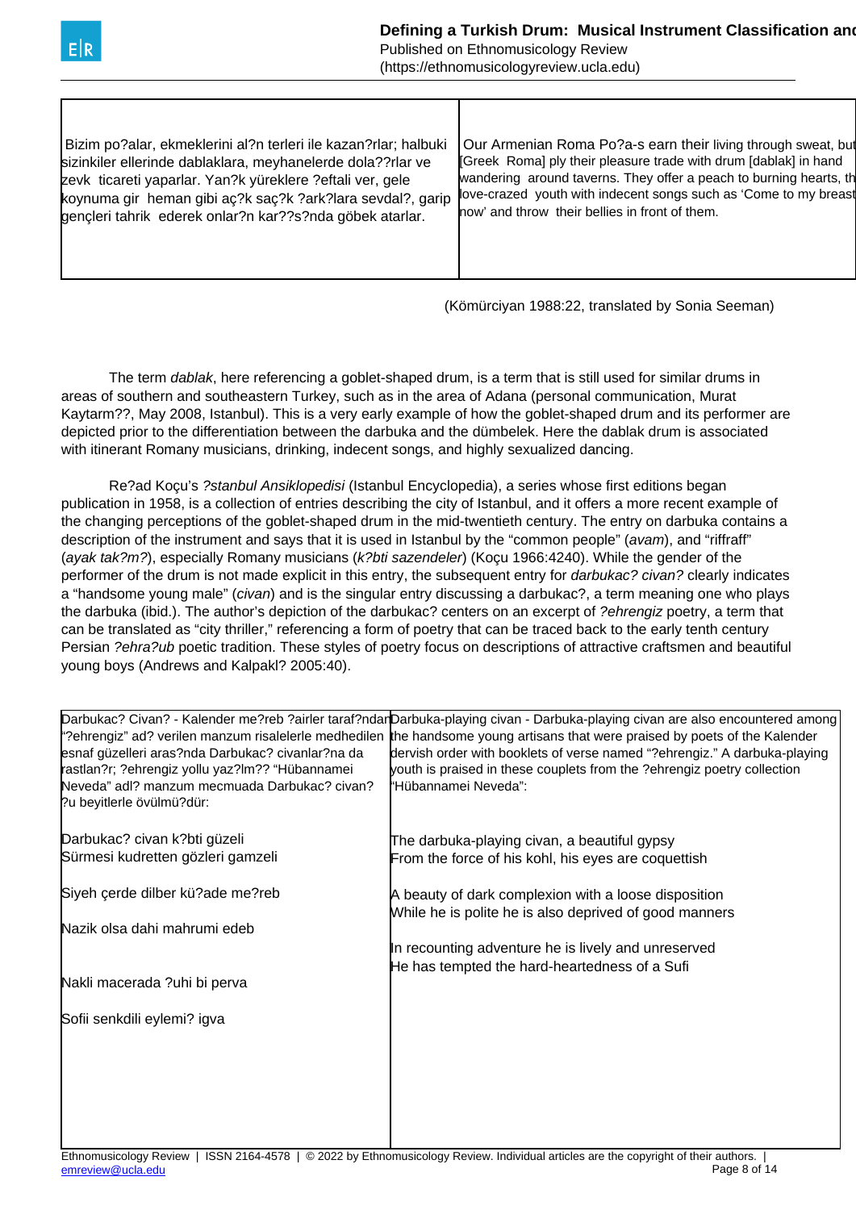| Bizim po?alar, ekmeklerini al?n terleri ile kazan?rlar; halbuki sizinkiler ellerinde dablaklara, meyhanelerde dola??rlar ve zevk ticareti yaparlar. Yan?k yüreklere ?eftali ver, gele koynuma gir heman gibi aç?k saç?k ?ark?lara sevdal?, garip gençleri tahrik ederek onlar?n kar??s?nda göbek atarlar. | Our Armenian Roma Po?a-s earn their living through sweat, but [Greek Roma] ply their pleasure trade with drum [dablak] in hand wandering around taverns. They offer a peach to burning hearts, th love-crazed youth with indecent songs such as 'Come to my breast now' and throw their bellies in front of them. |
|---|---|

(Kömürciyan 1988:22, translated by Sonia Seeman)

The term *dablak*, here referencing a goblet-shaped drum, is a term that is still used for similar drums in areas of southern and southeastern Turkey, such as in the area of Adana (personal communication, Murat Kaytarm??, May 2008, Istanbul). This is a very early example of how the goblet-shaped drum and its performer are depicted prior to the differentiation between the darbuka and the dümbelek. Here the dablak drum is associated with itinerant Romany musicians, drinking, indecent songs, and highly sexualized dancing.

Re?ad Koçu's *?stanbul Ansiklopedisi* (Istanbul Encyclopedia), a series whose first editions began publication in 1958, is a collection of entries describing the city of Istanbul, and it offers a more recent example of the changing perceptions of the goblet-shaped drum in the mid-twentieth century. The entry on darbuka contains a description of the instrument and says that it is used in Istanbul by the "common people" (*avam*), and "riffraff" (*ayak tak?m?*), especially Romany musicians (*k?bti sazendeler*) (Koçu 1966:4240). While the gender of the performer of the drum is not made explicit in this entry, the subsequent entry for *darbukac? civan?* clearly indicates a "handsome young male" (*civan*) and is the singular entry discussing a darbukac?, a term meaning one who plays the darbuka (ibid.). The author's depiction of the darbukac? centers on an excerpt of *?ehrengiz* poetry, a term that can be translated as "city thriller," referencing a form of poetry that can be traced back to the early tenth century Persian *?ehra?ub* poetic tradition. These styles of poetry focus on descriptions of attractive craftsmen and beautiful young boys (Andrews and Kalpakl? 2005:40).

| Darbukac? Civan? - Kalender me?reb ?airler taraf?ndan "?ehrengiz" ad? verilen manzum risalelerle medhedilen esnaf güzelleri aras?nda Darbukac? civanlar?na da rastlan?r; ?ehrengiz yollu yaz?lm?? "Hübannamei Neveda" adl? manzum mecmuada Darbukac? civan? ?u beyitlerle övülmü?dür:<br><br>Darbukac? civan k?bti güzeli<br>Sürmesi kudretten gözleri gamzeli<br><br>Siyeh çerde dilber kü?ade me?reb<br><br>Nazik olsa dahi mahrumi edeb<br><br>Nakli macerada ?uhi bi perva<br><br>Sofii senkdili eylemi? igva | Darbuka-playing civan - Darbuka-playing civan are also encountered among the handsome young artisans that were praised by poets of the Kalender dervish order with booklets of verse named "?ehrengiz." A darbuka-playing youth is praised in these couplets from the ?ehrengiz poetry collection "Hübannamei Neveda":<br><br>The darbuka-playing civan, a beautiful gypsy<br>From the force of his kohl, his eyes are coquettish<br><br>A beauty of dark complexion with a loose disposition<br>While he is polite he is also deprived of good manners<br><br>In recounting adventure he is lively and unreserved<br>He has tempted the hard-heartedness of a Sufi |
|---|---|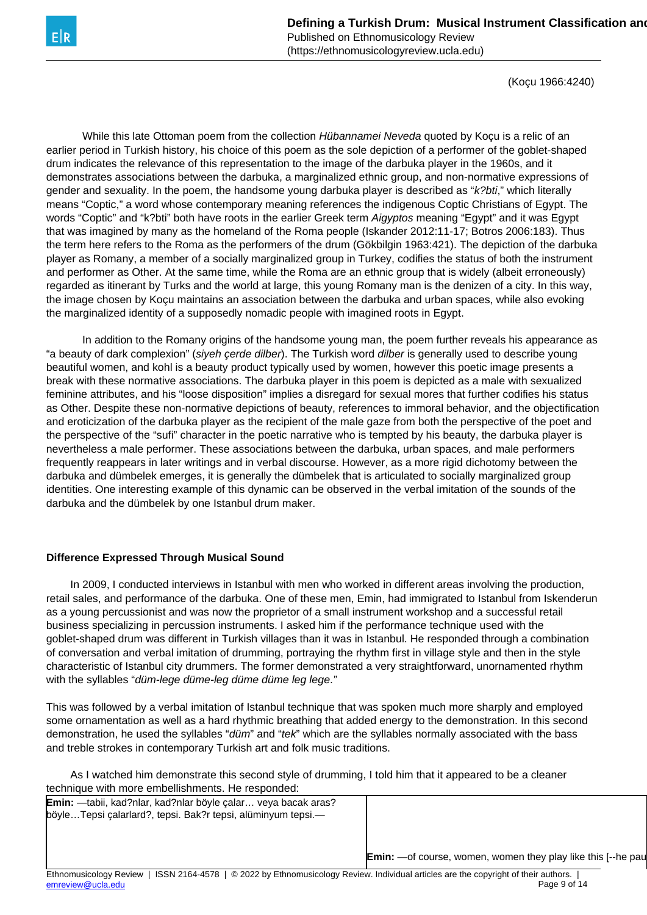(Koçu 1966:4240)

While this late Ottoman poem from the collection *Hübannamei Neveda* quoted by Koçu is a relic of an earlier period in Turkish history, his choice of this poem as the sole depiction of a performer of the goblet-shaped drum indicates the relevance of this representation to the image of the darbuka player in the 1960s, and it demonstrates associations between the darbuka, a marginalized ethnic group, and non-normative expressions of gender and sexuality. In the poem, the handsome young darbuka player is described as "*k?bti*," which literally means "Coptic," a word whose contemporary meaning references the indigenous Coptic Christians of Egypt. The words "Coptic" and "k?bti" both have roots in the earlier Greek term *Aigyptos* meaning "Egypt" and it was Egypt that was imagined by many as the homeland of the Roma people (Iskander 2012:11-17; Botros 2006:183). Thus the term here refers to the Roma as the performers of the drum (Gökbilgin 1963:421). The depiction of the darbuka player as Romany, a member of a socially marginalized group in Turkey, codifies the status of both the instrument and performer as Other. At the same time, while the Roma are an ethnic group that is widely (albeit erroneously) regarded as itinerant by Turks and the world at large, this young Romany man is the denizen of a city. In this way, the image chosen by Koçu maintains an association between the darbuka and urban spaces, while also evoking the marginalized identity of a supposedly nomadic people with imagined roots in Egypt.

In addition to the Romany origins of the handsome young man, the poem further reveals his appearance as "a beauty of dark complexion" (*siyeh çerde dilber*). The Turkish word *dilber* is generally used to describe young beautiful women, and kohl is a beauty product typically used by women, however this poetic image presents a break with these normative associations. The darbuka player in this poem is depicted as a male with sexualized feminine attributes, and his "loose disposition" implies a disregard for sexual mores that further codifies his status as Other. Despite these non-normative depictions of beauty, references to immoral behavior, and the objectification and eroticization of the darbuka player as the recipient of the male gaze from both the perspective of the poet and the perspective of the "sufi" character in the poetic narrative who is tempted by his beauty, the darbuka player is nevertheless a male performer. These associations between the darbuka, urban spaces, and male performers frequently reappears in later writings and in verbal discourse. However, as a more rigid dichotomy between the darbuka and dümbelek emerges, it is generally the dümbelek that is articulated to socially marginalized group identities. One interesting example of this dynamic can be observed in the verbal imitation of the sounds of the darbuka and the dümbelek by one Istanbul drum maker.

### Difference Expressed Through Musical Sound

In 2009, I conducted interviews in Istanbul with men who worked in different areas involving the production, retail sales, and performance of the darbuka. One of these men, Emin, had immigrated to Istanbul from Iskenderun as a young percussionist and was now the proprietor of a small instrument workshop and a successful retail business specializing in percussion instruments. I asked him if the performance technique used with the goblet-shaped drum was different in Turkish villages than it was in Istanbul. He responded through a combination of conversation and verbal imitation of drumming, portraying the rhythm first in village style and then in the style characteristic of Istanbul city drummers. The former demonstrated a very straightforward, unornamented rhythm with the syllables "*düm-lege düme-leg düme düme leg lege.*"

This was followed by a verbal imitation of Istanbul technique that was spoken much more sharply and employed some ornamentation as well as a hard rhythmic breathing that added energy to the demonstration. In this second demonstration, he used the syllables "*düm*" and "*tek*" which are the syllables normally associated with the bass and treble strokes in contemporary Turkish art and folk music traditions.

As I watched him demonstrate this second style of drumming, I told him that it appeared to be a cleaner technique with more embellishments. He responded:

| | |
|---|---|
| **Emin:** —tabii, kad?nlar, kad?nlar böyle çalar… veya bacak aras? böyle…Tepsi çalarlard?, tepsi. Bak?r tepsi, alüminyum tepsi.— | **Emin:** —of course, women, women they play like this [--he pau |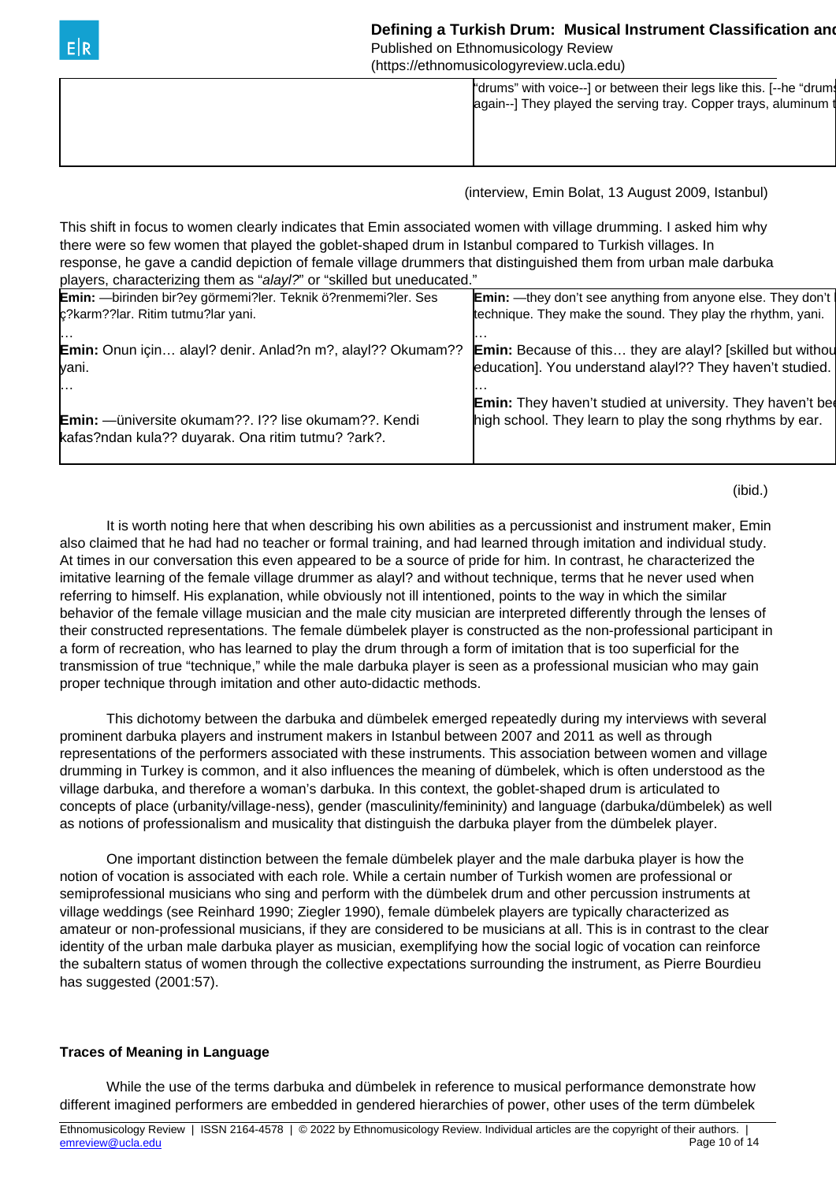| | "drums" with voice--] or between their legs like this. [--he "drum again--] They played the serving tray. Copper trays, aluminum t |
|---|---|

(interview, Emin Bolat, 13 August 2009, Istanbul)

This shift in focus to women clearly indicates that Emin associated women with village drumming. I asked him why there were so few women that played the goblet-shaped drum in Istanbul compared to Turkish villages. In response, he gave a candid depiction of female village drummers that distinguished them from urban male darbuka players, characterizing them as "*alayl?*" or "skilled but uneducated."

| | |
|---|---|
| **Emin:** —birinden bir?ey görmemi?ler. Teknik ö?renmemi?ler. Ses ç?karm??lar. Ritim tutmu?lar yani. | **Emin:** —they don't see anything from anyone else. They don't technique. They make the sound. They play the rhythm, yani. |
| … | … |
| **Emin:** Onun için… alayl? denir. Anlad?n m?, alayl?? Okumam?? yani. | **Emin:** Because of this… they are alayl? [skilled but withou education]. You understand alayl?? They haven't studied. |
| … | … |
| **Emin:** —üniversite okumam??. I?? lise okumam??. Kendi kafas?ndan kula?? duyarak. Ona ritim tutmu? ?ark?. | **Emin:** They haven't studied at university. They haven't bee high school. They learn to play the song rhythms by ear. |

(ibid.)

It is worth noting here that when describing his own abilities as a percussionist and instrument maker, Emin also claimed that he had had no teacher or formal training, and had learned through imitation and individual study. At times in our conversation this even appeared to be a source of pride for him. In contrast, he characterized the imitative learning of the female village drummer as alayl? and without technique, terms that he never used when referring to himself. His explanation, while obviously not ill intentioned, points to the way in which the similar behavior of the female village musician and the male city musician are interpreted differently through the lenses of their constructed representations. The female dümbelek player is constructed as the non-professional participant in a form of recreation, who has learned to play the drum through a form of imitation that is too superficial for the transmission of true "technique," while the male darbuka player is seen as a professional musician who may gain proper technique through imitation and other auto-didactic methods.

This dichotomy between the darbuka and dümbelek emerged repeatedly during my interviews with several prominent darbuka players and instrument makers in Istanbul between 2007 and 2011 as well as through representations of the performers associated with these instruments. This association between women and village drumming in Turkey is common, and it also influences the meaning of dümbelek, which is often understood as the village darbuka, and therefore a woman's darbuka. In this context, the goblet-shaped drum is articulated to concepts of place (urbanity/village-ness), gender (masculinity/femininity) and language (darbuka/dümbelek) as well as notions of professionalism and musicality that distinguish the darbuka player from the dümbelek player.

One important distinction between the female dümbelek player and the male darbuka player is how the notion of vocation is associated with each role. While a certain number of Turkish women are professional or semiprofessional musicians who sing and perform with the dümbelek drum and other percussion instruments at village weddings (see Reinhard 1990; Ziegler 1990), female dümbelek players are typically characterized as amateur or non-professional musicians, if they are considered to be musicians at all. This is in contrast to the clear identity of the urban male darbuka player as musician, exemplifying how the social logic of vocation can reinforce the subaltern status of women through the collective expectations surrounding the instrument, as Pierre Bourdieu has suggested (2001:57).

### Traces of Meaning in Language

While the use of the terms darbuka and dümbelek in reference to musical performance demonstrate how different imagined performers are embedded in gendered hierarchies of power, other uses of the term dümbelek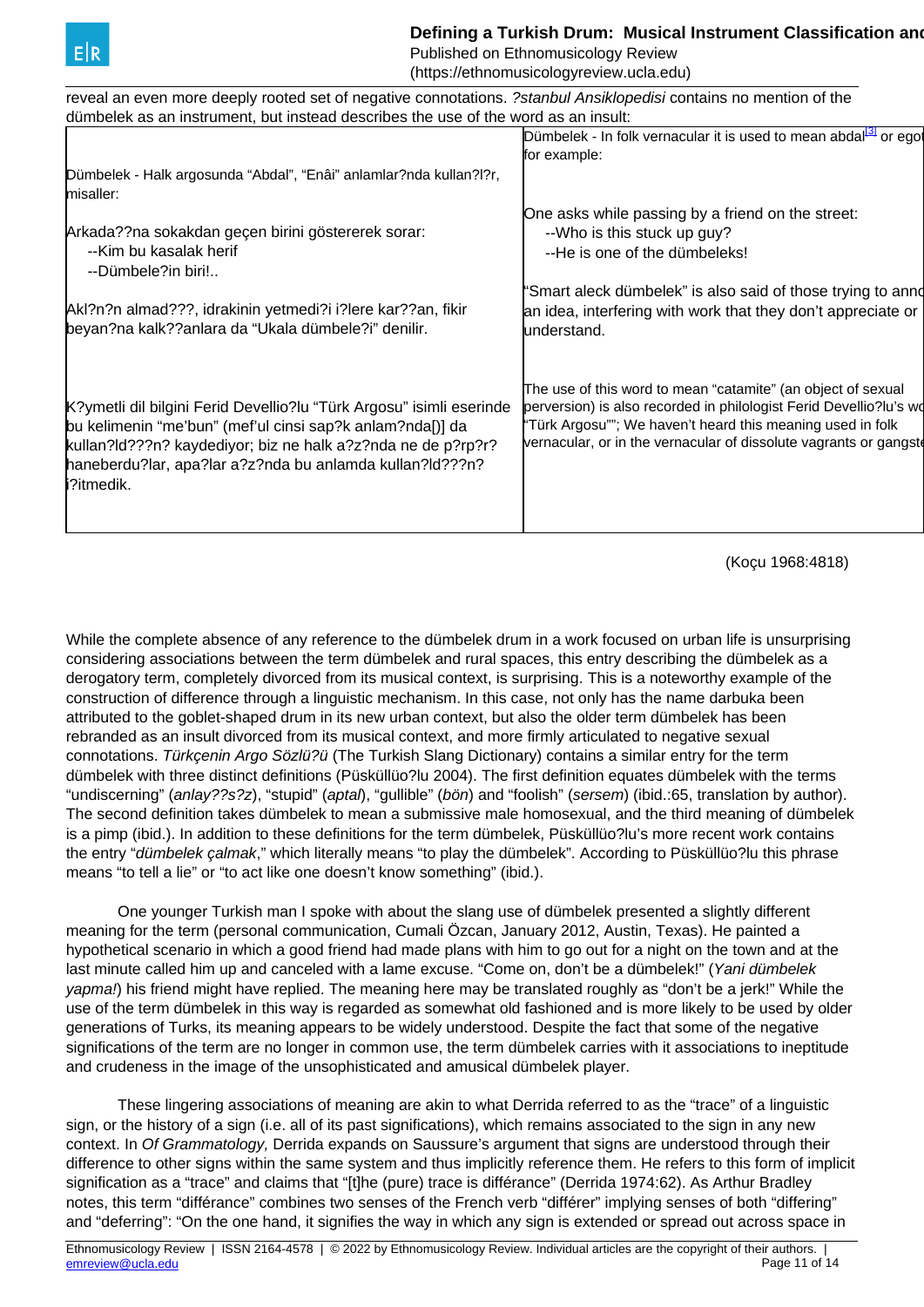reveal an even more deeply rooted set of negative connotations. *?stanbul Ansiklopedisi* contains no mention of the dümbelek as an instrument, but instead describes the use of the word as an insult:

| | |
|---|---|
| Dümbelek - Halk argosunda "Abdal", "Enâi" anlamlar?nda kullan?l?r, misaller: | Dümbelek - In folk vernacular it is used to mean abdal[3] or ego for example: |
| Arkada??na sokakdan geçen birini göstererek sorar:<br>--Kim bu kasalak herif<br>--Dümbele?in biri!.. | One asks while passing by a friend on the street:<br>--Who is this stuck up guy?<br>--He is one of the dümbeleks! |
| Akl?n?n almad???, idrakinin yetmedi?i i?lere kar??an, fikir beyan?na kalk??anlara da "Ukala dümbele?i" denilir. | "Smart aleck dümbelek" is also said of those trying to anno an idea, interfering with work that they don't appreciate or understand. |
| K?ymetli dil bilgini Ferid Devellio?lu "Türk Argosu" isimli eserinde bu kelimenin "me'bun" (mef'ul cinsi sap?k anlam?nda[)] da kullan?ld???n? kaydediyor; biz ne halk a?z?nda ne de p?rp?r? haneberdu?lar, apa?lar a?z?nda bu anlamda kullan?ld???n? i?itmedik. | The use of this word to mean "catamite" (an object of sexual perversion) is also recorded in philologist Ferid Devellio?lu's wo "Türk Argosu""; We haven't heard this meaning used in folk vernacular, or in the vernacular of dissolute vagrants or gangste |

(Koçu 1968:4818)

While the complete absence of any reference to the dümbelek drum in a work focused on urban life is unsurprising considering associations between the term dümbelek and rural spaces, this entry describing the dümbelek as a derogatory term, completely divorced from its musical context, is surprising. This is a noteworthy example of the construction of difference through a linguistic mechanism. In this case, not only has the name darbuka been attributed to the goblet-shaped drum in its new urban context, but also the older term dümbelek has been rebranded as an insult divorced from its musical context, and more firmly articulated to negative sexual connotations. *Türkçenin Argo Sözlü?ü* (The Turkish Slang Dictionary) contains a similar entry for the term dümbelek with three distinct definitions (Püsküllüo?lu 2004). The first definition equates dümbelek with the terms "undiscerning" (*anlay??s?z*), "stupid" (*aptal*), "gullible" (*bön*) and "foolish" (*sersem*) (ibid.:65, translation by author). The second definition takes dümbelek to mean a submissive male homosexual, and the third meaning of dümbelek is a pimp (ibid.). In addition to these definitions for the term dümbelek, Püsküllüo?lu's more recent work contains the entry "*dümbelek çalmak*," which literally means "to play the dümbelek". According to Püsküllüo?lu this phrase means "to tell a lie" or "to act like one doesn't know something" (ibid.).

One younger Turkish man I spoke with about the slang use of dümbelek presented a slightly different meaning for the term (personal communication, Cumali Özcan, January 2012, Austin, Texas). He painted a hypothetical scenario in which a good friend had made plans with him to go out for a night on the town and at the last minute called him up and canceled with a lame excuse. "Come on, don't be a dümbelek!" (*Yani dümbelek yapma!*) his friend might have replied. The meaning here may be translated roughly as "don't be a jerk!" While the use of the term dümbelek in this way is regarded as somewhat old fashioned and is more likely to be used by older generations of Turks, its meaning appears to be widely understood. Despite the fact that some of the negative significations of the term are no longer in common use, the term dümbelek carries with it associations to ineptitude and crudeness in the image of the unsophisticated and amusical dümbelek player.

These lingering associations of meaning are akin to what Derrida referred to as the "trace" of a linguistic sign, or the history of a sign (i.e. all of its past significations), which remains associated to the sign in any new context. In *Of Grammatology,* Derrida expands on Saussure's argument that signs are understood through their difference to other signs within the same system and thus implicitly reference them. He refers to this form of implicit signification as a "trace" and claims that "[t]he (pure) trace is différance" (Derrida 1974:62). As Arthur Bradley notes, this term "différance" combines two senses of the French verb "différer" implying senses of both "differing" and "deferring": "On the one hand, it signifies the way in which any sign is extended or spread out across space in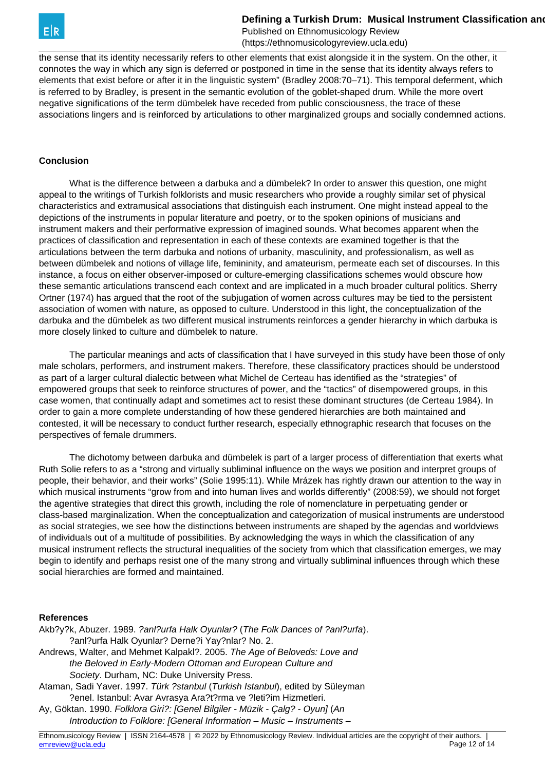the sense that its identity necessarily refers to other elements that exist alongside it in the system. On the other, it connotes the way in which any sign is deferred or postponed in time in the sense that its identity always refers to elements that exist before or after it in the linguistic system" (Bradley 2008:70–71). This temporal deferment, which is referred to by Bradley, is present in the semantic evolution of the goblet-shaped drum. While the more overt negative significations of the dümbelek have receded from public consciousness, the trace of these associations lingers and is reinforced by articulations to other marginalized groups and socially condemned actions.

**Conclusion**

What is the difference between a darbuka and a dümbelek? In order to answer this question, one might appeal to the writings of Turkish folklorists and music researchers who provide a roughly similar set of physical characteristics and extramusical associations that distinguish each instrument. One might instead appeal to the depictions of the instruments in popular literature and poetry, or to the spoken opinions of musicians and instrument makers and their performative expression of imagined sounds. What becomes apparent when the practices of classification and representation in each of these contexts are examined together is that the articulations between the term darbuka and notions of urbanity, masculinity, and professionalism, as well as between dümbelek and notions of village life, femininity, and amateurism, permeate each set of discourses. In this instance, a focus on either observer-imposed or culture-emerging classifications schemes would obscure how these semantic articulations transcend each context and are implicated in a much broader cultural politics. Sherry Ortner (1974) has argued that the root of the subjugation of women across cultures may be tied to the persistent association of women with nature, as opposed to culture. Understood in this light, the conceptualization of the darbuka and the dümbelek as two different musical instruments reinforces a gender hierarchy in which darbuka is more closely linked to culture and dümbelek to nature.

The particular meanings and acts of classification that I have surveyed in this study have been those of only male scholars, performers, and instrument makers. Therefore, these classificatory practices should be understood as part of a larger cultural dialectic between what Michel de Certeau has identified as the "strategies" of empowered groups that seek to reinforce structures of power, and the "tactics" of disempowered groups, in this case women, that continually adapt and sometimes act to resist these dominant structures (de Certeau 1984). In order to gain a more complete understanding of how these gendered hierarchies are both maintained and contested, it will be necessary to conduct further research, especially ethnographic research that focuses on the perspectives of female drummers.

The dichotomy between darbuka and dümbelek is part of a larger process of differentiation that exerts what Ruth Solie refers to as a "strong and virtually subliminal influence on the ways we position and interpret groups of people, their behavior, and their works" (Solie 1995:11). While Mrázek has rightly drawn our attention to the way in which musical instruments "grow from and into human lives and worlds differently" (2008:59), we should not forget the agentive strategies that direct this growth, including the role of nomenclature in perpetuating gender or class-based marginalization. When the conceptualization and categorization of musical instruments are understood as social strategies, we see how the distinctions between instruments are shaped by the agendas and worldviews of individuals out of a multitude of possibilities. By acknowledging the ways in which the classification of any musical instrument reflects the structural inequalities of the society from which that classification emerges, we may begin to identify and perhaps resist one of the many strong and virtually subliminal influences through which these social hierarchies are formed and maintained.

**References**

Akb?y?k, Abuzer. 1989. *?anl?urfa Halk Oyunlar?* (*The Folk Dances of ?anl?urfa*). ?anl?urfa Halk Oyunlar? Derne?i Yay?nlar? No. 2.

Andrews, Walter, and Mehmet Kalpakl?. 2005. *The Age of Beloveds: Love and the Beloved in Early-Modern Ottoman and European Culture and Society*. Durham, NC: Duke University Press.

Ataman, Sadi Yaver. 1997. *Türk ?stanbul* (*Turkish Istanbul*), edited by Süleyman ?enel. Istanbul: Avar Avrasya Ara?t?rma ve ?leti?im Hizmetleri.

Ay, Göktan. 1990. *Folklora Giri?: [Genel Bilgiler - Müzik - Çalg? - Oyun]* (*An Introduction to Folklore: [General Information – Music – Instruments –*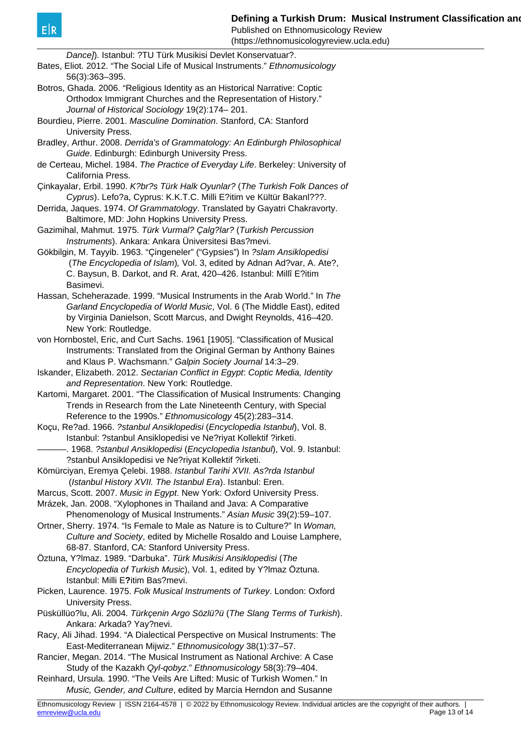*Dance]*). Istanbul: ?TU Türk Musikisi Devlet Konservatuar?.

Bates, Eliot. 2012. "The Social Life of Musical Instruments." *Ethnomusicology* 56(3):363–395.

Botros, Ghada. 2006. "Religious Identity as an Historical Narrative: Coptic Orthodox Immigrant Churches and the Representation of History." *Journal of Historical Sociology* 19(2):174– 201.

Bourdieu, Pierre. 2001. *Masculine Domination*. Stanford, CA: Stanford University Press.

Bradley, Arthur. 2008. *Derrida's of Grammatology: An Edinburgh Philosophical Guide*. Edinburgh: Edinburgh University Press.

de Certeau, Michel. 1984. *The Practice of Everyday Life*. Berkeley: University of California Press.

Çinkayalar, Erbil. 1990. *K?br?s Türk Halk Oyunlar?* (*The Turkish Folk Dances of Cyprus*). Lefo?a, Cyprus: K.K.T.C. Milli E?itim ve Kültür Bakanl???.

Derrida, Jaques. 1974. *Of Grammatology*. Translated by Gayatri Chakravorty. Baltimore, MD: John Hopkins University Press.

Gazimihal, Mahmut. 1975. *Türk Vurmal? Çalg?lar?* (*Turkish Percussion Instruments*). Ankara: Ankara Üniversitesi Bas?mevi.

Gökbilgin, M. Tayyib. 1963. "Çingeneler" ("Gypsies") In *?slam Ansiklopedisi* (*The Encyclopedia of Islam*)*,* Vol. 3, edited by Adnan Ad?var, A. Ate?, C. Baysun, B. Darkot, and R. Arat, 420–426. Istanbul: Millî E?itim Basimevi.

Hassan, Scheherazade. 1999. "Musical Instruments in the Arab World." In *The Garland Encyclopedia of World Music*, Vol. 6 (The Middle East), edited by Virginia Danielson, Scott Marcus, and Dwight Reynolds, 416–420. New York: Routledge.

von Hornbostel, Eric, and Curt Sachs. 1961 [1905]. "Classification of Musical Instruments: Translated from the Original German by Anthony Baines and Klaus P. Wachsmann." *Galpin Society Journal* 14:3–29.

Iskander, Elizabeth. 2012. *Sectarian Conflict in Egypt*: *Coptic Media, Identity and Representation*. New York: Routledge.

Kartomi, Margaret. 2001. "The Classification of Musical Instruments: Changing Trends in Research from the Late Nineteenth Century, with Special Reference to the 1990s." *Ethnomusicology* 45(2):283–314.

Koçu, Re?ad. 1966. *?stanbul Ansiklopedisi* (*Encyclopedia Istanbul*), Vol. 8. Istanbul: ?stanbul Ansiklopedisi ve Ne?riyat Kollektif ?irketi.

———. 1968. *?stanbul Ansiklopedisi* (*Encyclopedia Istanbul*), Vol. 9. Istanbul: ?stanbul Ansiklopedisi ve Ne?riyat Kollektif ?irketi.

Kömürciyan, Eremya Çelebi. 1988. *Istanbul Tarihi XVII. As?rda Istanbul* (*Istanbul History XVII. The Istanbul Era*). Istanbul: Eren.

Marcus, Scott. 2007. *Music in Egypt*. New York: Oxford University Press.

Mrázek, Jan. 2008. "Xylophones in Thailand and Java: A Comparative Phenomenology of Musical Instruments." *Asian Music* 39(2):59–107.

Ortner, Sherry. 1974. "Is Female to Male as Nature is to Culture?" In *Woman, Culture and Society*, edited by Michelle Rosaldo and Louise Lamphere, 68-87. Stanford, CA: Stanford University Press.

Öztuna, Y?lmaz. 1989. "Darbuka". *Türk Musikisi Ansiklopedisi* (*The Encyclopedia of Turkish Music*), Vol. 1, edited by Y?lmaz Öztuna. Istanbul: Milli E**?**itim Bas?mevi.

Picken, Laurence. 1975. *Folk Musical Instruments of Turkey*. London: Oxford University Press.

Püsküllüo?lu, Ali. 2004. *Türkçenin Argo Sözlü?ü* (*The Slang Terms of Turkish*). Ankara: Arkada? Yay?nevi.

Racy, Ali Jihad. 1994. "A Dialectical Perspective on Musical Instruments: The East-Mediterranean Mijwiz." *Ethnomusicology* 38(1):37–57.

Rancier, Megan. 2014. "The Musical Instrument as National Archive: A Case Study of the Kazakh *Qyl-qobyz*." *Ethnomusicology* 58(3):79–404.

Reinhard, Ursula. 1990. "The Veils Are Lifted: Music of Turkish Women." In *Music, Gender, and Culture*, edited by Marcia Herndon and Susanne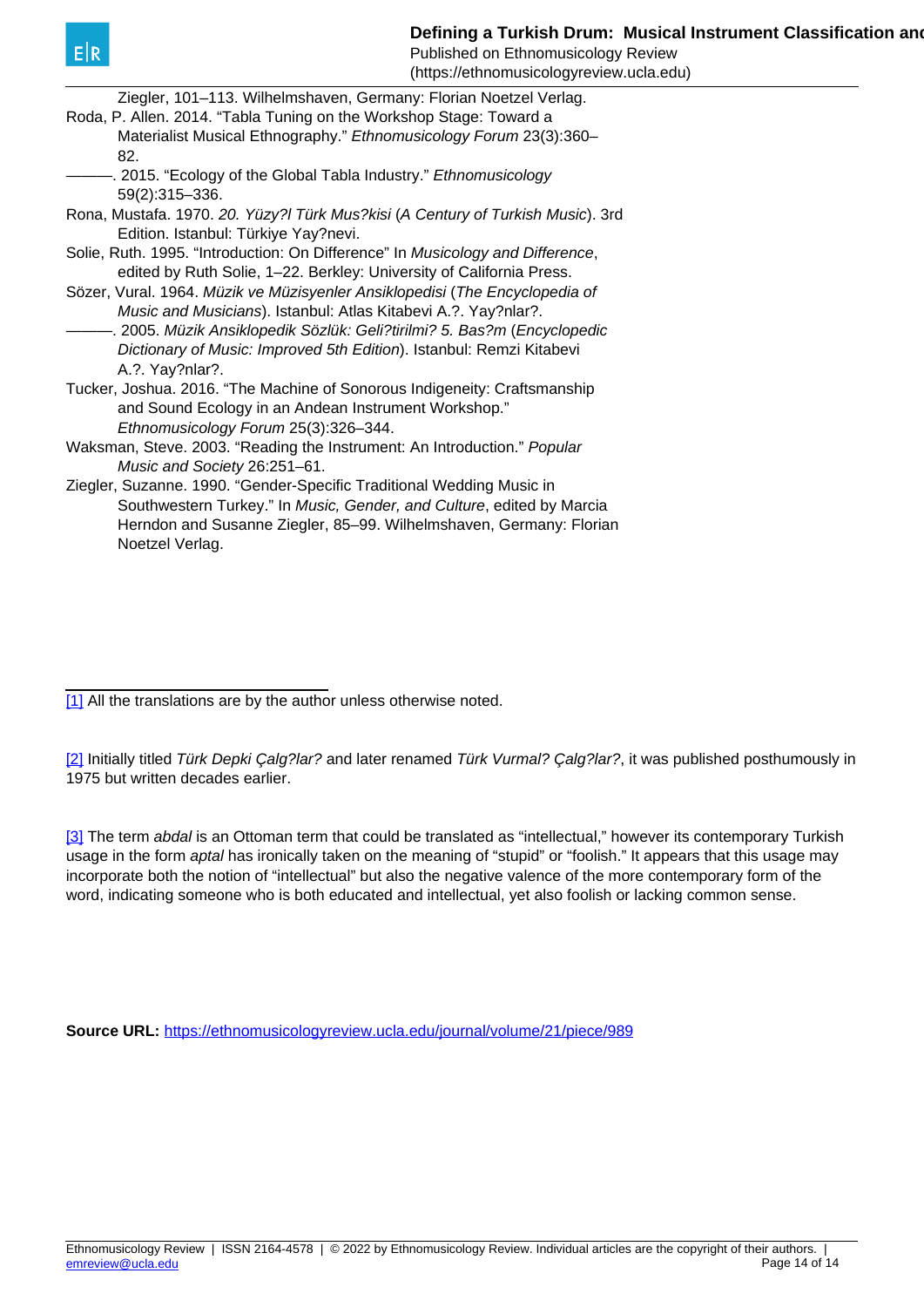Ziegler, 101–113. Wilhelmshaven, Germany: Florian Noetzel Verlag.

Roda, P. Allen. 2014. “Tabla Tuning on the Workshop Stage: Toward a Materialist Musical Ethnography.” *Ethnomusicology Forum* 23(3):360–82.

———. 2015. “Ecology of the Global Tabla Industry.” *Ethnomusicology* 59(2):315–336.

Rona, Mustafa. 1970. *20. Yüzy?l Türk Mus?kisi* (*A Century of Turkish Music*). 3rd Edition. Istanbul: Türkiye Yay?nevi.

Solie, Ruth. 1995. “Introduction: On Difference” In *Musicology and Difference*, edited by Ruth Solie, 1–22. Berkley: University of California Press.

Sözer, Vural. 1964. *Müzik ve Müzisyenler Ansiklopedisi* (*The Encyclopedia of Music and Musicians*). Istanbul: Atlas Kitabevi A.?. Yay?nlar?.

———. 2005. *Müzik Ansiklopedik Sözlük: Geli?tirilmi? 5. Bas?m* (*Encyclopedic Dictionary of Music: Improved 5th Edition*). Istanbul: Remzi Kitabevi A.?. Yay?nlar?.

Tucker, Joshua. 2016. “The Machine of Sonorous Indigeneity: Craftsmanship and Sound Ecology in an Andean Instrument Workshop.” *Ethnomusicology Forum* 25(3):326–344.

Waksman, Steve. 2003. “Reading the Instrument: An Introduction.” *Popular Music and Society* 26:251–61.

Ziegler, Suzanne. 1990. “Gender-Specific Traditional Wedding Music in Southwestern Turkey.” In *Music, Gender, and Culture*, edited by Marcia Herndon and Susanne Ziegler, 85–99. Wilhelmshaven, Germany: Florian Noetzel Verlag.

---

[1] All the translations are by the author unless otherwise noted.

[2] Initially titled *Türk Depki Çalg?lar?* and later renamed *Türk Vurmal? Çalg?lar?*, it was published posthumously in 1975 but written decades earlier.

[3] The term *abdal* is an Ottoman term that could be translated as “intellectual,” however its contemporary Turkish usage in the form *aptal* has ironically taken on the meaning of “stupid” or “foolish.” It appears that this usage may incorporate both the notion of “intellectual” but also the negative valence of the more contemporary form of the word, indicating someone who is both educated and intellectual, yet also foolish or lacking common sense.

**Source URL:** https://ethnomusicologyreview.ucla.edu/journal/volume/21/piece/989